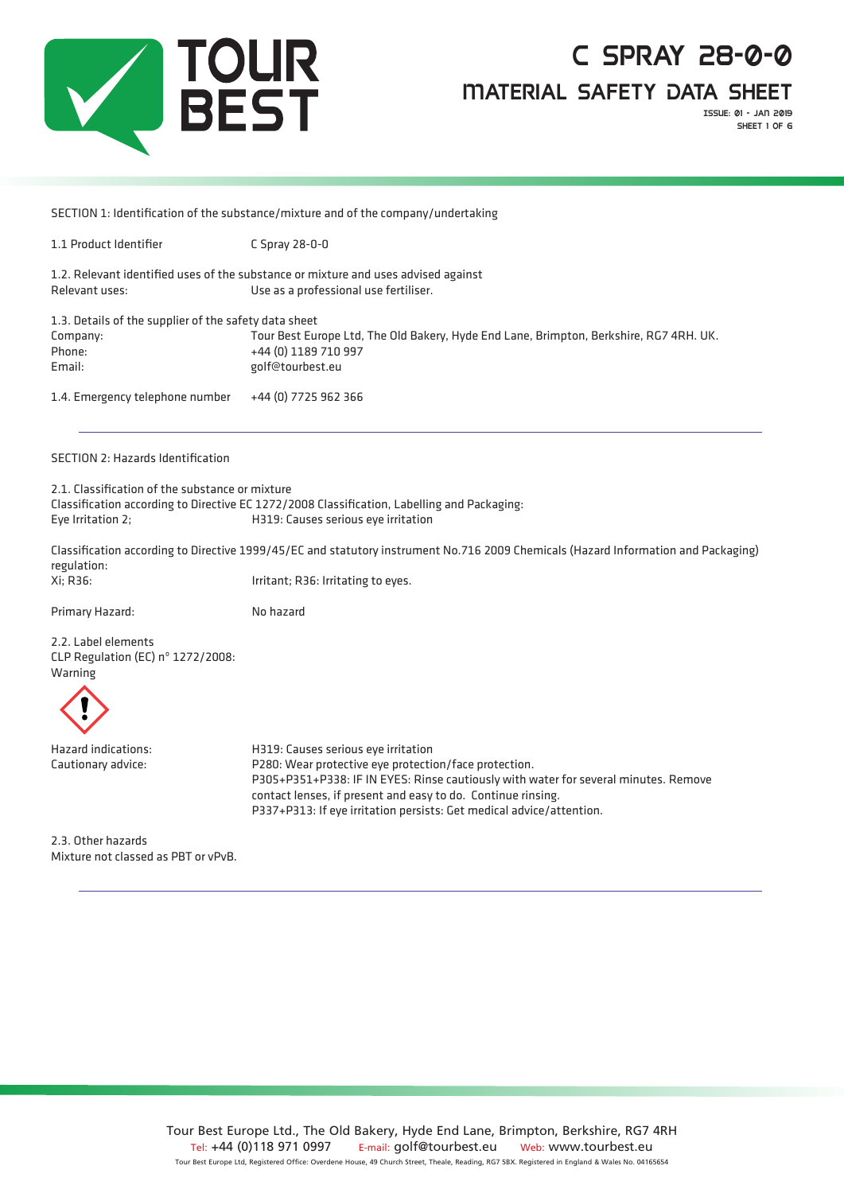# C SPRAY 28-0-0

## MATERIAL SAFETY DATA SHEET

ISSUE: 01 - JAN 2019

SECTION 1: Identification of the substance/mixture and of the company/undertaking

1.1 Product Identifier C Spray 28-0-0

1.2. Relevant identified uses of the substance or mixture and uses advised against
Relevant uses: Use as a professional use fertiliser.

1.3. Details of the supplier of the safety data sheet
Company: Tour Best Europe Ltd, The Old Bakery, Hyde End Lane, Brimpton, Berkshire, RG7 4RH. UK.
Phone: +44 (0) 1189 710 997
Email: golf@tourbest.eu

1.4. Emergency telephone number +44 (0) 7725 962 366

---

SECTION 2: Hazards Identification

2.1. Classification of the substance or mixture
Classification according to Directive EC 1272/2008 Classification, Labelling and Packaging:
Eye Irritation 2; H319: Causes serious eye irritation

Classification according to Directive 1999/45/EC and statutory instrument No.716 2009 Chemicals (Hazard Information and Packaging) regulation:
Xi; R36: Irritant; R36: Irritating to eyes.

Primary Hazard: No hazard

2.2. Label elements
CLP Regulation (EC) n° 1272/2008:
Warning

Hazard indications: H319: Causes serious eye irritation
Cautionary advice: P280: Wear protective eye protection/face protection.
P305+P351+P338: IF IN EYES: Rinse cautiously with water for several minutes. Remove contact lenses, if present and easy to do. Continue rinsing.
P337+P313: If eye irritation persists: Get medical advice/attention.

2.3. Other hazards
Mixture not classed as PBT or vPvB.

---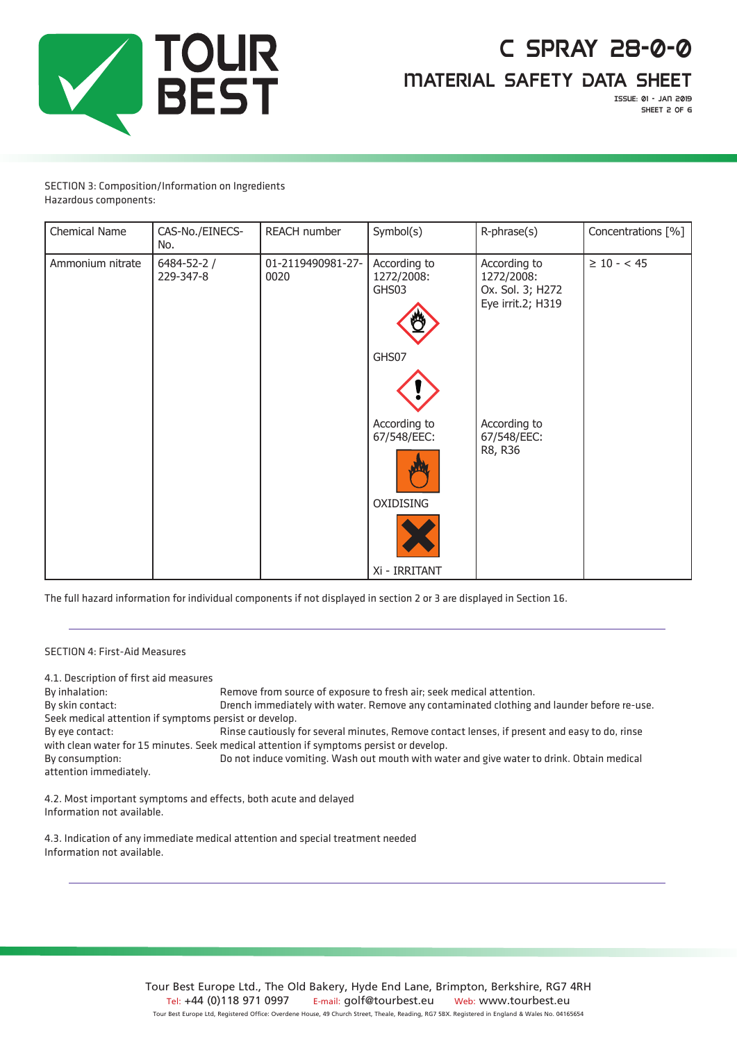SECTION 3: Composition/Information on Ingredients
Hazardous components:

| Chemical Name | CAS-No./EINECS-No. | REACH number | Symbol(s) | R-phrase(s) | Concentrations [%] |
|---|---|---|---|---|---|
| Ammonium nitrate | 6484-52-2 / 229-347-8 | 01-2119490981-27-0020 | According to 1272/2008: GHS03 GHS07 According to 67/548/EEC: OXIDISING Xi - IRRITANT | According to 1272/2008: Ox. Sol. 3; H272 Eye irrit.2; H319 According to 67/548/EEC: R8, R36 | ≥ 10 - < 45 |

The full hazard information for individual components if not displayed in section 2 or 3 are displayed in Section 16.

---

SECTION 4: First-Aid Measures

4.1. Description of first aid measures

By inhalation: Remove from source of exposure to fresh air; seek medical attention.

By skin contact: Drench immediately with water. Remove any contaminated clothing and launder before re-use. Seek medical attention if symptoms persist or develop.

By eye contact: Rinse cautiously for several minutes, Remove contact lenses, if present and easy to do, rinse with clean water for 15 minutes. Seek medical attention if symptoms persist or develop.

By consumption: Do not induce vomiting. Wash out mouth with water and give water to drink. Obtain medical attention immediately.

4.2. Most important symptoms and effects, both acute and delayed
Information not available.

4.3. Indication of any immediate medical attention and special treatment needed
Information not available.

---

Tour Best Europe Ltd., The Old Bakery, Hyde End Lane, Brimpton, Berkshire, RG7 4RH
Tel: +44 (0)118 971 0997 E-mail: golf@tourbest.eu Web: www.tourbest.eu
Tour Best Europe Ltd, Registered Office: Overdene House, 49 Church Street, Theale, Reading, RG7 5BX. Registered in England & Wales No. 04165654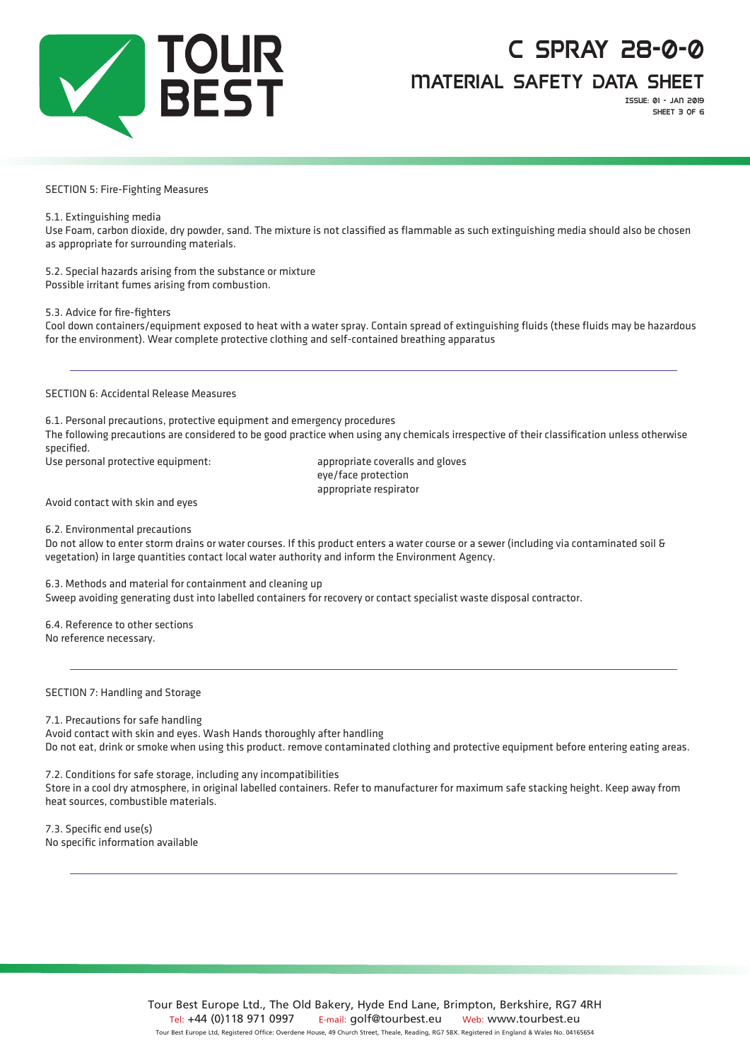## SECTION 5: Fire-Fighting Measures

### 5.1. Extinguishing media

Use Foam, carbon dioxide, dry powder, sand. The mixture is not classified as flammable as such extinguishing media should also be chosen as appropriate for surrounding materials.

### 5.2. Special hazards arising from the substance or mixture

Possible irritant fumes arising from combustion.

### 5.3. Advice for fire-fighters

Cool down containers/equipment exposed to heat with a water spray. Contain spread of extinguishing fluids (these fluids may be hazardous for the environment). Wear complete protective clothing and self-contained breathing apparatus

---

## SECTION 6: Accidental Release Measures

### 6.1. Personal precautions, protective equipment and emergency procedures

The following precautions are considered to be good practice when using any chemicals irrespective of their classification unless otherwise specified.

Use personal protective equipment:
- appropriate coveralls and gloves
- eye/face protection
- appropriate respirator

Avoid contact with skin and eyes

### 6.2. Environmental precautions

Do not allow to enter storm drains or water courses. If this product enters a water course or a sewer (including via contaminated soil & vegetation) in large quantities contact local water authority and inform the Environment Agency.

### 6.3. Methods and material for containment and cleaning up

Sweep avoiding generating dust into labelled containers for recovery or contact specialist waste disposal contractor.

### 6.4. Reference to other sections

No reference necessary.

---

## SECTION 7: Handling and Storage

### 7.1. Precautions for safe handling

Avoid contact with skin and eyes. Wash Hands thoroughly after handling

Do not eat, drink or smoke when using this product. remove contaminated clothing and protective equipment before entering eating areas.

### 7.2. Conditions for safe storage, including any incompatibilities

Store in a cool dry atmosphere, in original labelled containers. Refer to manufacturer for maximum safe stacking height. Keep away from heat sources, combustible materials.

### 7.3. Specific end use(s)

No specific information available

---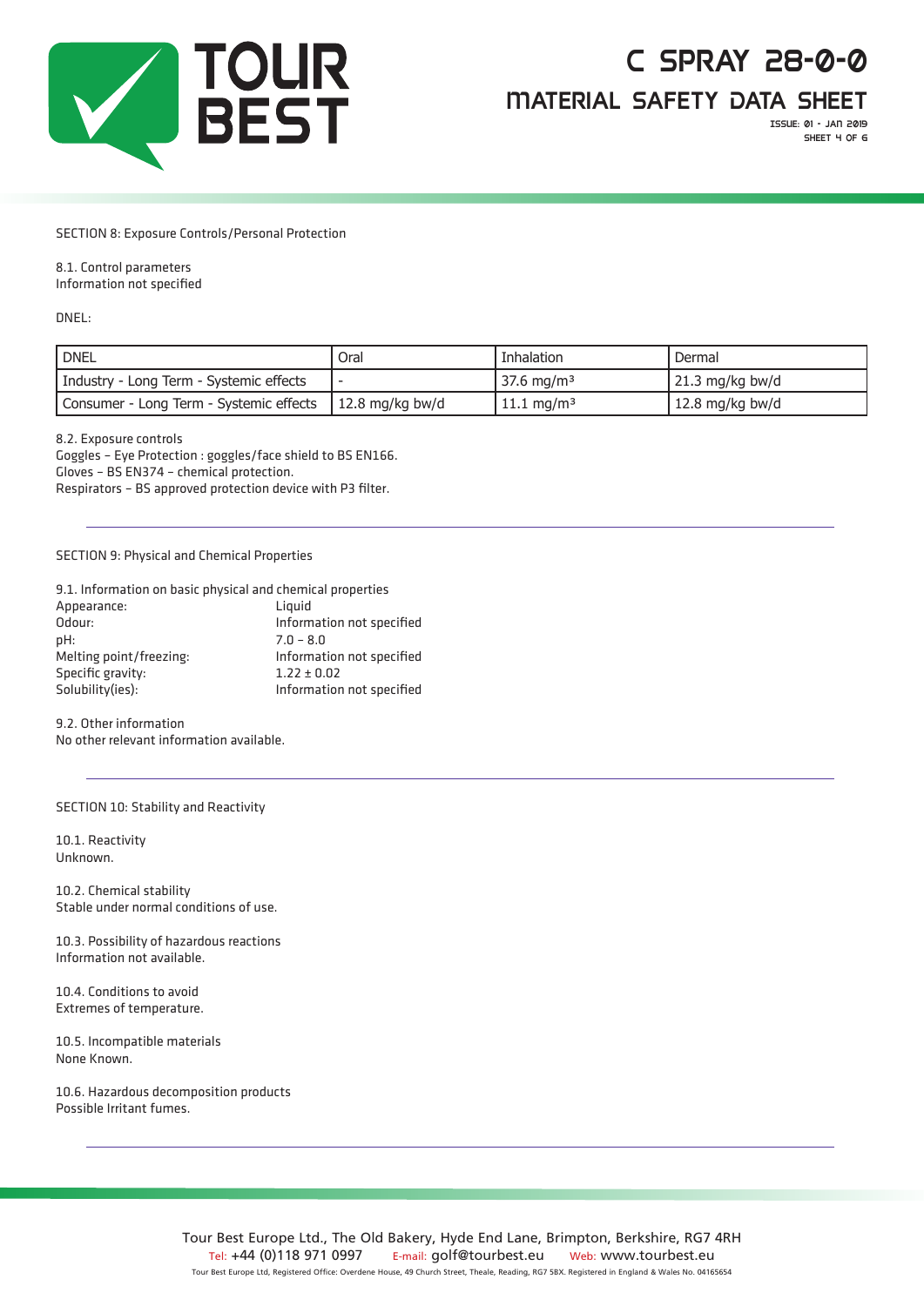SECTION 8: Exposure Controls/Personal Protection

8.1. Control parameters
Information not specified

DNEL:

| DNEL | Oral | Inhalation | Dermal |
|---|---|---|---|
| Industry - Long Term - Systemic effects | - | 37.6 mg/m³ | 21.3 mg/kg bw/d |
| Consumer - Long Term - Systemic effects | 12.8 mg/kg bw/d | 11.1 mg/m³ | 12.8 mg/kg bw/d |

8.2. Exposure controls
Goggles – Eye Protection : goggles/face shield to BS EN166.
Gloves – BS EN374 – chemical protection.
Respirators – BS approved protection device with P3 filter.

---

SECTION 9: Physical and Chemical Properties

9.1. Information on basic physical and chemical properties

| | |
|---|---|
| Appearance: | Liquid |
| Odour: | Information not specified |
| pH: | 7.0 – 8.0 |
| Melting point/freezing: | Information not specified |
| Specific gravity: | 1.22 ± 0.02 |
| Solubility(ies): | Information not specified |

9.2. Other information
No other relevant information available.

---

SECTION 10: Stability and Reactivity

10.1. Reactivity
Unknown.

10.2. Chemical stability
Stable under normal conditions of use.

10.3. Possibility of hazardous reactions
Information not available.

10.4. Conditions to avoid
Extremes of temperature.

10.5. Incompatible materials
None Known.

10.6. Hazardous decomposition products
Possible Irritant fumes.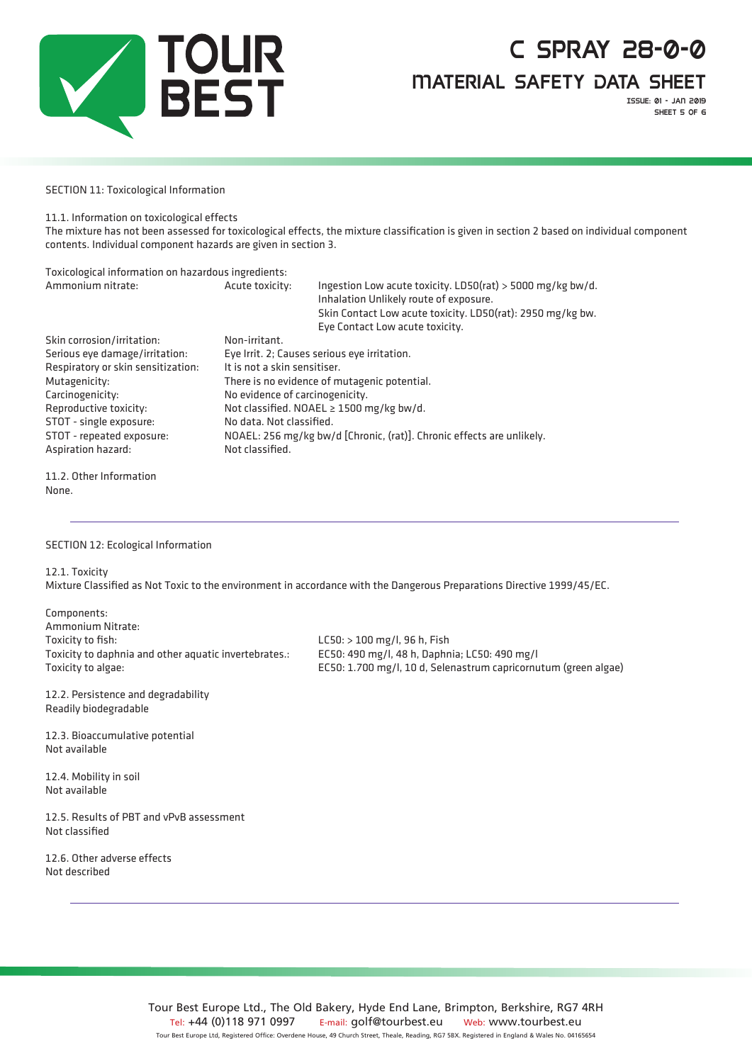## SECTION 11: Toxicological Information

### 11.1. Information on toxicological effects

The mixture has not been assessed for toxicological effects, the mixture classification is given in section 2 based on individual component contents. Individual component hazards are given in section 3.

Toxicological information on hazardous ingredients:

| | | |
|---|---|---|
| Ammonium nitrate: | Acute toxicity: | Ingestion Low acute toxicity. LD50(rat) > 5000 mg/kg bw/d.<br>Inhalation Unlikely route of exposure.<br>Skin Contact Low acute toxicity. LD50(rat): 2950 mg/kg bw.<br>Eye Contact Low acute toxicity. |

| | |
|---|---|
| Skin corrosion/irritation: | Non-irritant. |
| Serious eye damage/irritation: | Eye Irrit. 2; Causes serious eye irritation. |
| Respiratory or skin sensitization: | It is not a skin sensitiser. |
| Mutagenicity: | There is no evidence of mutagenic potential. |
| Carcinogenicity: | No evidence of carcinogenicity. |
| Reproductive toxicity: | Not classified. NOAEL ≥ 1500 mg/kg bw/d. |
| STOT - single exposure: | No data. Not classified. |
| STOT - repeated exposure: | NOAEL: 256 mg/kg bw/d [Chronic, (rat)]. Chronic effects are unlikely. |
| Aspiration hazard: | Not classified. |

### 11.2. Other Information

None.

---

## SECTION 12: Ecological Information

### 12.1. Toxicity

Mixture Classified as Not Toxic to the environment in accordance with the Dangerous Preparations Directive 1999/45/EC.

Components:
Ammonium Nitrate:

| | |
|---|---|
| Toxicity to fish: | LC50: > 100 mg/l, 96 h, Fish |
| Toxicity to daphnia and other aquatic invertebrates.: | EC50: 490 mg/l, 48 h, Daphnia; LC50: 490 mg/l |
| Toxicity to algae: | EC50: 1.700 mg/l, 10 d, Selenastrum capricornutum (green algae) |

### 12.2. Persistence and degradability

Readily biodegradable

### 12.3. Bioaccumulative potential

Not available

### 12.4. Mobility in soil

Not available

### 12.5. Results of PBT and vPvB assessment

Not classified

### 12.6. Other adverse effects

Not described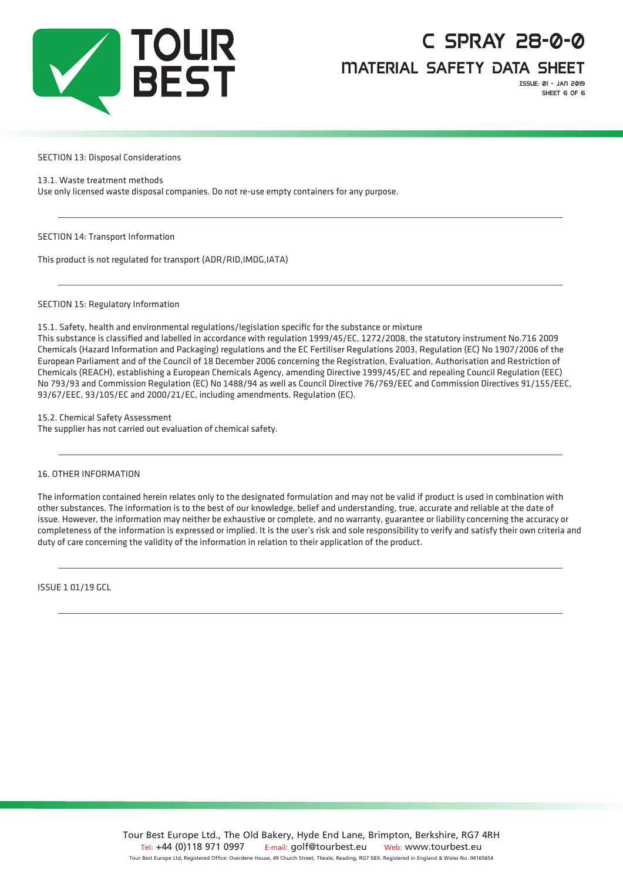## SECTION 13: Disposal Considerations

13.1. Waste treatment methods
Use only licensed waste disposal companies. Do not re-use empty containers for any purpose.

## SECTION 14: Transport Information

This product is not regulated for transport (ADR/RID,IMDG,IATA)

## SECTION 15: Regulatory Information

15.1. Safety, health and environmental regulations/legislation specific for the substance or mixture
This substance is classified and labelled in accordance with regulation 1999/45/EC, 1272/2008, the statutory instrument No.716 2009 Chemicals (Hazard Information and Packaging) regulations and the EC Fertiliser Regulations 2003, Regulation (EC) No 1907/2006 of the European Parliament and of the Council of 18 December 2006 concerning the Registration, Evaluation, Authorisation and Restriction of Chemicals (REACH), establishing a European Chemicals Agency, amending Directive 1999/45/EC and repealing Council Regulation (EEC) No 793/93 and Commission Regulation (EC) No 1488/94 as well as Council Directive 76/769/EEC and Commission Directives 91/155/EEC, 93/67/EEC, 93/105/EC and 2000/21/EC, including amendments. Regulation (EC).

15.2. Chemical Safety Assessment
The supplier has not carried out evaluation of chemical safety.

## 16. OTHER INFORMATION

The information contained herein relates only to the designated formulation and may not be valid if product is used in combination with other substances. The information is to the best of our knowledge, belief and understanding, true, accurate and reliable at the date of issue. However, the information may neither be exhaustive or complete, and no warranty, guarantee or liability concerning the accuracy or completeness of the information is expressed or implied. It is the user's risk and sole responsibility to verify and satisfy their own criteria and duty of care concerning the validity of the information in relation to their application of the product.

ISSUE 1 01/19 GCL